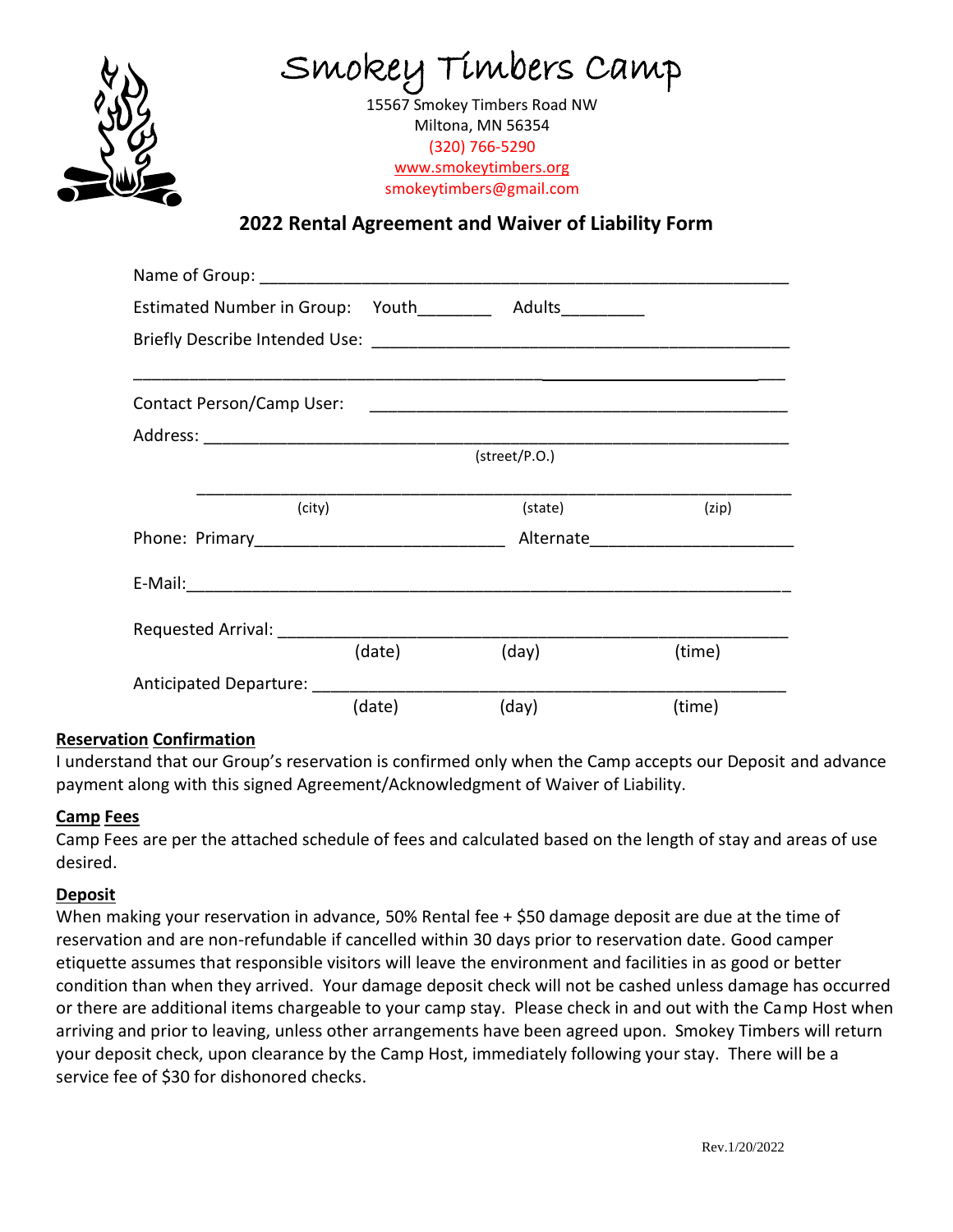# Smokey Timbers Camp

15567 Smokey Timbers Road NW
Miltona, MN 56354
(320) 766-5290
www.smokeytimbers.org
smokeytimbers@gmail.com

## 2022 Rental Agreement and Waiver of Liability Form

Name of Group: ___________________________________________________________

Estimated Number in Group: Youth________ Adults_________

Briefly Describe Intended Use: _____________________________________________

__________________________________________________________________________

Contact Person/Camp User: _____________________________________________

Address: ___________________________________________________________________
(street/P.O.)

__________________________________________________________________________
(city) (state) (zip)

Phone: Primary__________________________ Alternate______________________

E-Mail:_____________________________________________________________________

Requested Arrival: ______________________________________________________
(date) (day) (time)

Anticipated Departure: ___________________________________________________
(date) (day) (time)

**Reservation Confirmation**

I understand that our Group's reservation is confirmed only when the Camp accepts our Deposit and advance payment along with this signed Agreement/Acknowledgment of Waiver of Liability.

**Camp Fees**

Camp Fees are per the attached schedule of fees and calculated based on the length of stay and areas of use desired.

**Deposit**

When making your reservation in advance, 50% Rental fee + $50 damage deposit are due at the time of reservation and are non-refundable if cancelled within 30 days prior to reservation date. Good camper etiquette assumes that responsible visitors will leave the environment and facilities in as good or better condition than when they arrived. Your damage deposit check will not be cashed unless damage has occurred or there are additional items chargeable to your camp stay. Please check in and out with the Camp Host when arriving and prior to leaving, unless other arrangements have been agreed upon. Smokey Timbers will return your deposit check, upon clearance by the Camp Host, immediately following your stay. There will be a service fee of $30 for dishonored checks.

Rev.1/20/2022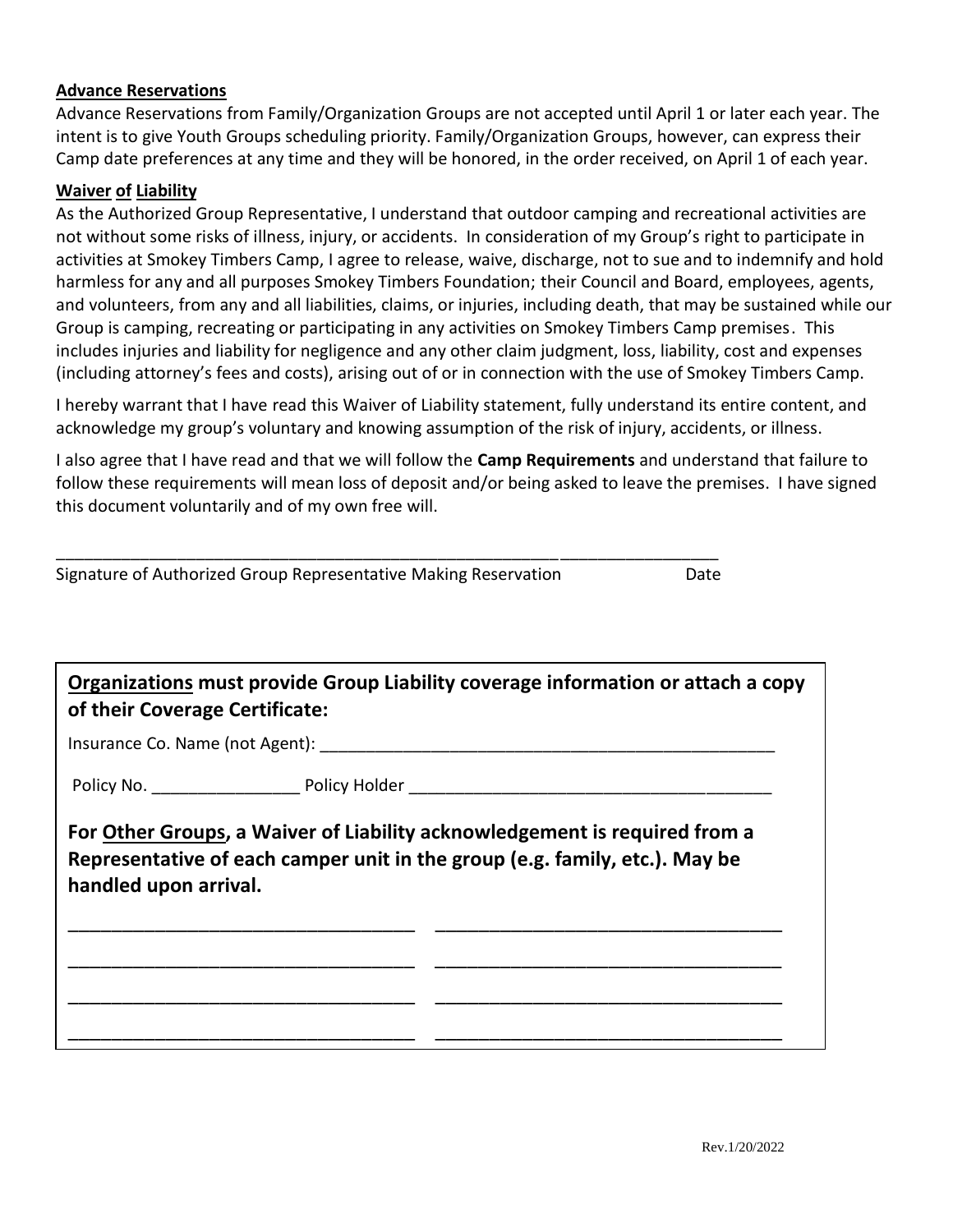**Advance Reservations**

Advance Reservations from Family/Organization Groups are not accepted until April 1 or later each year. The intent is to give Youth Groups scheduling priority. Family/Organization Groups, however, can express their Camp date preferences at any time and they will be honored, in the order received, on April 1 of each year.

**Waiver of Liability**

As the Authorized Group Representative, I understand that outdoor camping and recreational activities are not without some risks of illness, injury, or accidents. In consideration of my Group's right to participate in activities at Smokey Timbers Camp, I agree to release, waive, discharge, not to sue and to indemnify and hold harmless for any and all purposes Smokey Timbers Foundation; their Council and Board, employees, agents, and volunteers, from any and all liabilities, claims, or injuries, including death, that may be sustained while our Group is camping, recreating or participating in any activities on Smokey Timbers Camp premises. This includes injuries and liability for negligence and any other claim judgment, loss, liability, cost and expenses (including attorney's fees and costs), arising out of or in connection with the use of Smokey Timbers Camp.

I hereby warrant that I have read this Waiver of Liability statement, fully understand its entire content, and acknowledge my group's voluntary and knowing assumption of the risk of injury, accidents, or illness.

I also agree that I have read and that we will follow the **Camp Requirements** and understand that failure to follow these requirements will mean loss of deposit and/or being asked to leave the premises. I have signed this document voluntarily and of my own free will.

_____________________________________________________________________________

Signature of Authorized Group Representative Making Reservation Date

**Organizations must provide Group Liability coverage information or attach a copy of their Coverage Certificate:**

Insurance Co. Name (not Agent): ____________________________________________________

Policy No. ________________ Policy Holder ______________________________________

**For Other Groups, a Waiver of Liability acknowledgement is required from a Representative of each camper unit in the group (e.g. family, etc.). May be handled upon arrival.**

___________________________________ ___________________________________

___________________________________ ___________________________________

___________________________________ ___________________________________

___________________________________ ___________________________________

Rev.1/20/2022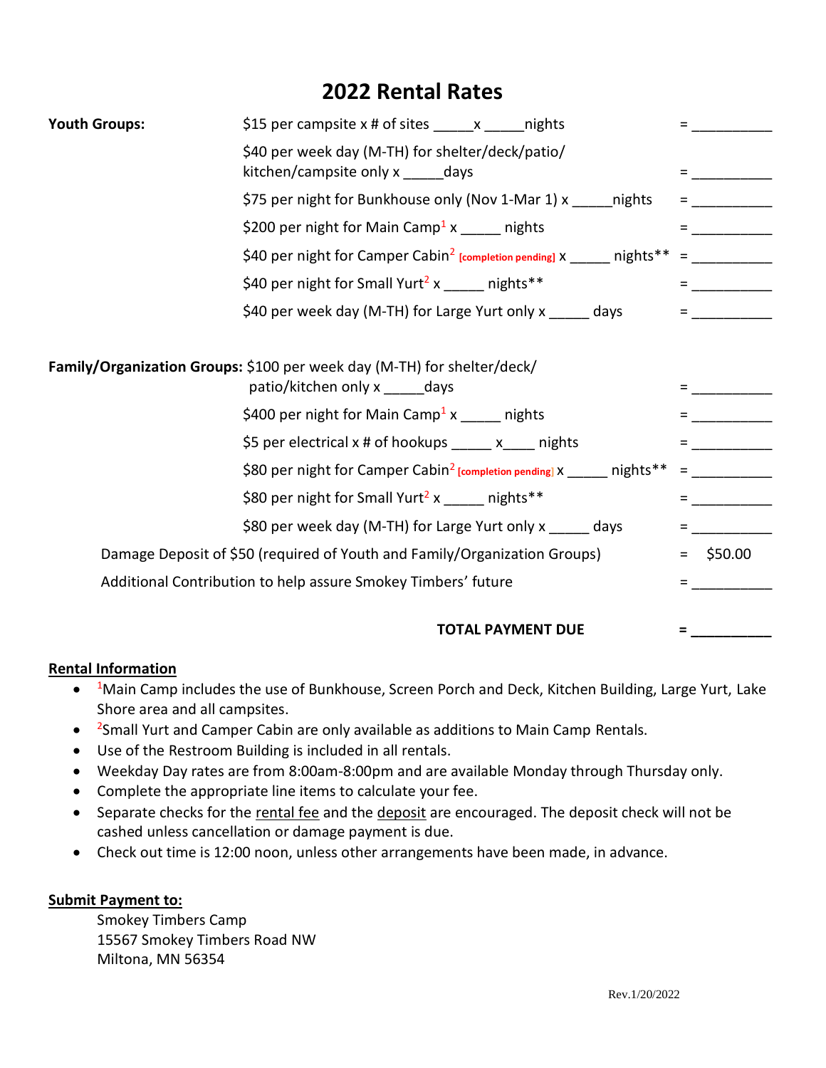# 2022 Rental Rates

| | | |
|---|---|---|
| **Youth Groups:** | $15 per campsite x # of sites _____x _____nights | = __________ |
| | $40 per week day (M-TH) for shelter/deck/patio/ kitchen/campsite only x _____days | = __________ |
| | $75 per night for Bunkhouse only (Nov 1-Mar 1) x _____nights | = __________ |
| | $200 per night for Main Camp[1] x _____ nights | = __________ |
| | $40 per night for Camper Cabin[2] [completion pending] x _____ nights** | = __________ |
| | $40 per night for Small Yurt[2] x _____ nights** | = __________ |
| | $40 per week day (M-TH) for Large Yurt only x _____ days | = __________ |
| **Family/Organization Groups:** | $100 per week day (M-TH) for shelter/deck/ patio/kitchen only x _____days | = __________ |
| | $400 per night for Main Camp[1] x _____ nights | = __________ |
| | $5 per electrical x # of hookups _____ x____ nights | = __________ |
| | $80 per night for Camper Cabin[2] [completion pending] x _____ nights** | = __________ |
| | $80 per night for Small Yurt[2] x _____ nights** | = __________ |
| | $80 per week day (M-TH) for Large Yurt only x _____ days | = __________ |
| Damage Deposit of $50 (required of Youth and Family/Organization Groups) | | = $50.00 |
| Additional Contribution to help assure Smokey Timbers' future | | = __________ |
| | **TOTAL PAYMENT DUE** | **= __________** |

## Rental Information

- [1]Main Camp includes the use of Bunkhouse, Screen Porch and Deck, Kitchen Building, Large Yurt, Lake Shore area and all campsites.
- [2]Small Yurt and Camper Cabin are only available as additions to Main Camp Rentals.
- Use of the Restroom Building is included in all rentals.
- Weekday Day rates are from 8:00am-8:00pm and are available Monday through Thursday only.
- Complete the appropriate line items to calculate your fee.
- Separate checks for the rental fee and the deposit are encouraged. The deposit check will not be cashed unless cancellation or damage payment is due.
- Check out time is 12:00 noon, unless other arrangements have been made, in advance.

## Submit Payment to:

Smokey Timbers Camp
15567 Smokey Timbers Road NW
Miltona, MN 56354

Rev.1/20/2022